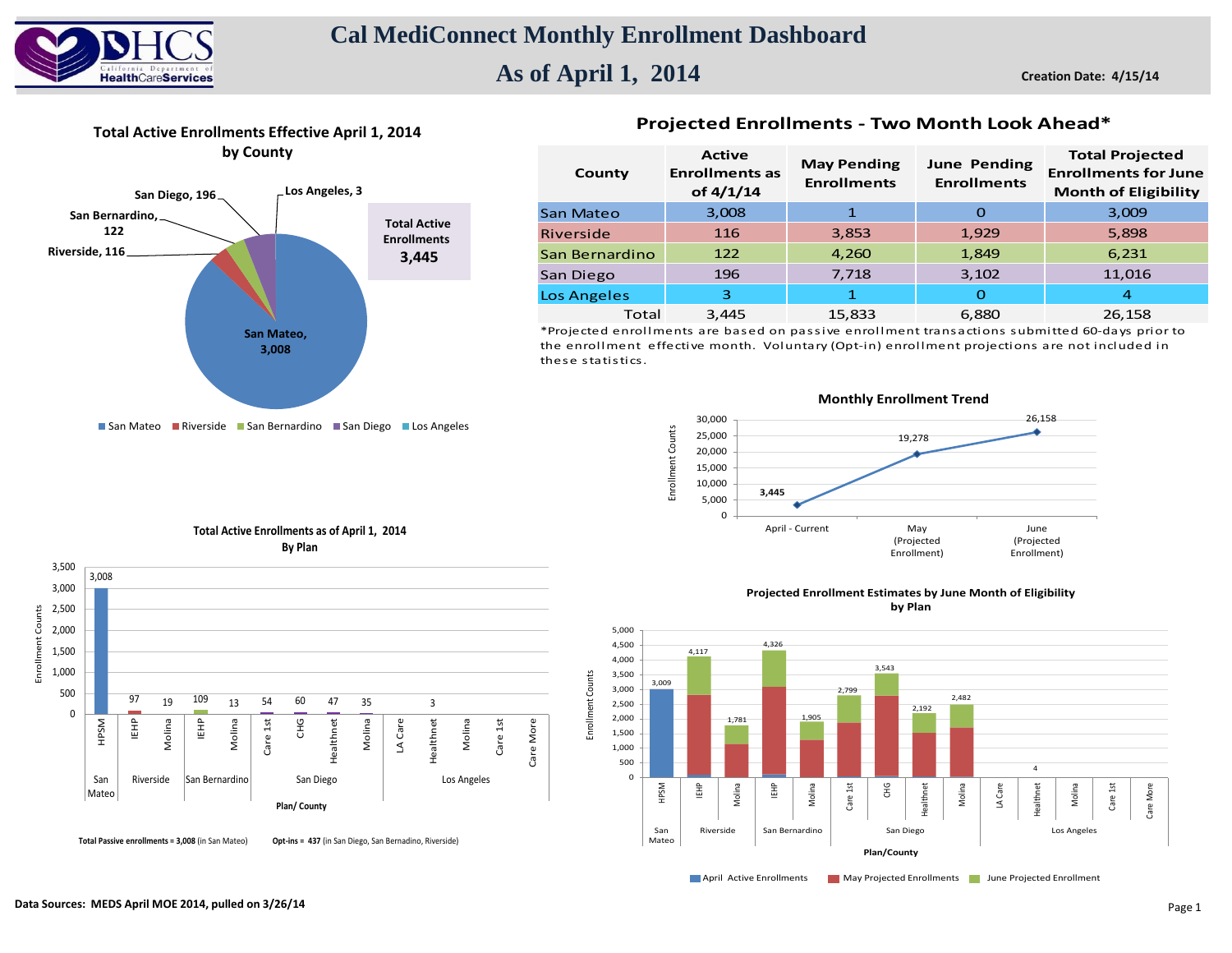# Cal MediConnect Monthly Enrollment Dashboard

## As of April 1, 2014

**Creation Date: 4/15/14**

### Total Active Enrollments Effective April 1, 2014 by County

San Diego, 196
Los Angeles, 3
San Bernardino, 122
Riverside, 116
San Mateo, 3,008

**Total Active Enrollments 3,445**

San Mateo | Riverside | San Bernardino | San Diego | Los Angeles

### Projected Enrollments - Two Month Look Ahead*

| County | Active Enrollments as of 4/1/14 | May Pending Enrollments | June Pending Enrollments | Total Projected Enrollments for June Month of Eligibility |
|---|---|---|---|---|
| San Mateo | 3,008 | 1 | 0 | 3,009 |
| Riverside | 116 | 3,853 | 1,929 | 5,898 |
| San Bernardino | 122 | 4,260 | 1,849 | 6,231 |
| San Diego | 196 | 7,718 | 3,102 | 11,016 |
| Los Angeles | 3 | 1 | 0 | 4 |
| Total | 3,445 | 15,833 | 6,880 | 26,158 |

*Projected enrollments are based on passive enrollment transactions submitted 60-days prior to the enrollment effective month. Voluntary (Opt-in) enrollment projections are not included in these statistics.

### Monthly Enrollment Trend

| Month | Enrollment Counts |
|---|---|
| April - Current | 3,445 |
| May (Projected Enrollment) | 19,278 |
| June (Projected Enrollment) | 26,158 |

### Total Active Enrollments as of April 1, 2014 By Plan

| County | Plan | Enrollment Counts |
|---|---|---|
| San Mateo | HPSM | 3,008 |
| Riverside | IEHP | 97 |
| Riverside | Molina | 19 |
| San Bernardino | IEHP | 109 |
| San Bernardino | Molina | 13 |
| San Diego | Care 1st | 54 |
| San Diego | CHG | 60 |
| San Diego | Healthnet | 47 |
| San Diego | Molina | 35 |
| Los Angeles | LA Care | |
| Los Angeles | Healthnet | 3 |
| Los Angeles | Molina | |
| Los Angeles | Care 1st | |
| Los Angeles | Care More | |

**Total Passive enrollments = 3,008** (in San Mateo) **Opt-ins = 437** (in San Diego, San Bernadino, Riverside)

### Projected Enrollment Estimates by June Month of Eligibility by Plan

| County | Plan | Total |
|---|---|---|
| San Mateo | HPSM | 3,009 |
| Riverside | IEHP | 4,117 |
| Riverside | Molina | 1,781 |
| San Bernardino | IEHP | 4,326 |
| San Bernardino | Molina | 1,905 |
| San Diego | Care 1st | 2,799 |
| San Diego | CHG | 3,543 |
| San Diego | Healthnet | 2,192 |
| San Diego | Molina | 2,482 |
| Los Angeles | LA Care | |
| Los Angeles | Healthnet | 4 |
| Los Angeles | Molina | |
| Los Angeles | Care 1st | |
| Los Angeles | Care More | |

April Active Enrollments | May Projected Enrollments | June Projected Enrollment

**Data Sources: MEDS April MOE 2014, pulled on 3/26/14**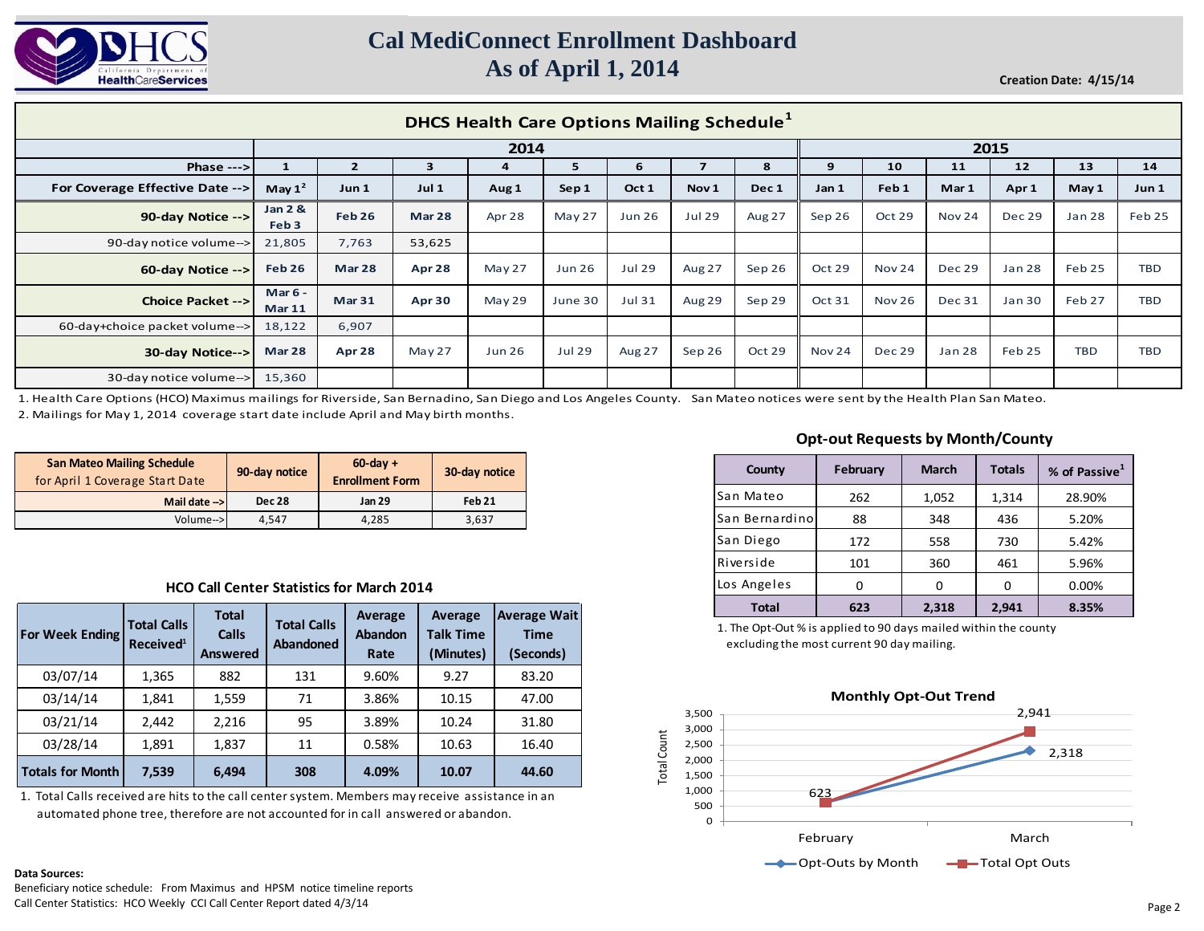# Cal MediConnect Enrollment Dashboard
# As of April 1, 2014

**Creation Date: 4/15/14**

## DHCS Health Care Options Mailing Schedule[1]

| | 2014 | | | | | | | | 2015 | | | | | |
|---|---|---|---|---|---|---|---|---|---|---|---|---|---|---|
| **Phase --->** | **1** | **2** | **3** | **4** | **5** | **6** | **7** | **8** | **9** | **10** | **11** | **12** | **13** | **14** |
| **For Coverage Effective Date -->** | **May 1[2]** | **Jun 1** | **Jul 1** | **Aug 1** | **Sep 1** | **Oct 1** | **Nov 1** | **Dec 1** | **Jan 1** | **Feb 1** | **Mar 1** | **Apr 1** | **May 1** | **Jun 1** |
| **90-day Notice -->** | **Jan 2 & Feb 3** | **Feb 26** | **Mar 28** | Apr 28 | May 27 | Jun 26 | Jul 29 | Aug 27 | Sep 26 | Oct 29 | Nov 24 | Dec 29 | Jan 28 | Feb 25 |
| 90-day notice volume--> | 21,805 | 7,763 | 53,625 | | | | | | | | | | | |
| **60-day Notice -->** | **Feb 26** | **Mar 28** | **Apr 28** | May 27 | Jun 26 | Jul 29 | Aug 27 | Sep 26 | Oct 29 | Nov 24 | Dec 29 | Jan 28 | Feb 25 | TBD |
| **Choice Packet -->** | **Mar 6 - Mar 11** | **Mar 31** | **Apr 30** | May 29 | June 30 | Jul 31 | Aug 29 | Sep 29 | Oct 31 | Nov 26 | Dec 31 | Jan 30 | Feb 27 | TBD |
| 60-day+choice packet volume--> | 18,122 | 6,907 | | | | | | | | | | | | |
| **30-day Notice-->** | **Mar 28** | **Apr 28** | May 27 | Jun 26 | Jul 29 | Aug 27 | Sep 26 | Oct 29 | Nov 24 | Dec 29 | Jan 28 | Feb 25 | TBD | TBD |
| 30-day notice volume--> | 15,360 | | | | | | | | | | | | | |

1. Health Care Options (HCO) Maximus mailings for Riverside, San Bernadino, San Diego and Los Angeles County. San Mateo notices were sent by the Health Plan San Mateo.
2. Mailings for May 1, 2014 coverage start date include April and May birth months.

| San Mateo Mailing Schedule for April 1 Coverage Start Date | 90-day notice | 60-day + Enrollment Form | 30-day notice |
|---|---|---|---|
| **Mail date -->** | **Dec 28** | **Jan 29** | **Feb 21** |
| Volume--> | 4,547 | 4,285 | 3,637 |

### Opt-out Requests by Month/County

| County | February | March | Totals | % of Passive[1] |
|---|---|---|---|---|
| San Mateo | 262 | 1,052 | 1,314 | 28.90% |
| San Bernardino | 88 | 348 | 436 | 5.20% |
| San Diego | 172 | 558 | 730 | 5.42% |
| Riverside | 101 | 360 | 461 | 5.96% |
| Los Angeles | 0 | 0 | 0 | 0.00% |
| **Total** | **623** | **2,318** | **2,941** | **8.35%** |

1. The Opt-Out % is applied to 90 days mailed within the county excluding the most current 90 day mailing.

### HCO Call Center Statistics for March 2014

| For Week Ending | Total Calls Received[1] | Total Calls Answered | Total Calls Abandoned | Average Abandon Rate | Average Talk Time (Minutes) | Average Wait Time (Seconds) |
|---|---|---|---|---|---|---|
| 03/07/14 | 1,365 | 882 | 131 | 9.60% | 9.27 | 83.20 |
| 03/14/14 | 1,841 | 1,559 | 71 | 3.86% | 10.15 | 47.00 |
| 03/21/14 | 2,442 | 2,216 | 95 | 3.89% | 10.24 | 31.80 |
| 03/28/14 | 1,891 | 1,837 | 11 | 0.58% | 10.63 | 16.40 |
| **Totals for Month** | **7,539** | **6,494** | **308** | **4.09%** | **10.07** | **44.60** |

1. Total Calls received are hits to the call center system. Members may receive assistance in an automated phone tree, therefore are not accounted for in call answered or abandon.

### Monthly Opt-Out Trend

Total Count

3,500
3,000
2,500
2,000
1,500
1,000
500
0

623
2,941
2,318

February
March

Opt-Outs by Month
Total Opt Outs

**Data Sources:**

Beneficiary notice schedule: From Maximus and HPSM notice timeline reports

Call Center Statistics: HCO Weekly CCI Call Center Report dated 4/3/14